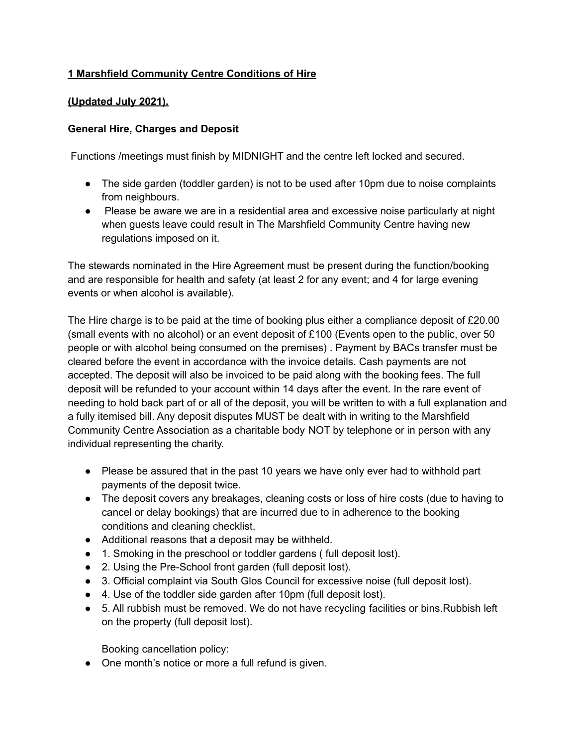# **1 Marshfield Community Centre Conditions of Hire**

**(Updated July 2021).**

### **General Hire, Charges and Deposit**

Functions /meetings must finish by MIDNIGHT and the centre left locked and secured.

- The side garden (toddler garden) is not to be used after 10pm due to noise complaints from neighbours.
- Please be aware we are in a residential area and excessive noise particularly at night when guests leave could result in The Marshfield Community Centre having new regulations imposed on it.

The stewards nominated in the Hire Agreement must be present during the function/booking and are responsible for health and safety (at least 2 for any event; and 4 for large evening events or when alcohol is available).

The Hire charge is to be paid at the time of booking plus either a compliance deposit of £20.00 (small events with no alcohol) or an event deposit of £100 (Events open to the public, over 50 people or with alcohol being consumed on the premises) . Payment by BACs transfer must be cleared before the event in accordance with the invoice details. Cash payments are not accepted. The deposit will also be invoiced to be paid along with the booking fees. The full deposit will be refunded to your account within 14 days after the event. In the rare event of needing to hold back part of or all of the deposit, you will be written to with a full explanation and a fully itemised bill. Any deposit disputes MUST be dealt with in writing to the Marshfield Community Centre Association as a charitable body NOT by telephone or in person with any individual representing the charity.

- Please be assured that in the past 10 years we have only ever had to withhold part payments of the deposit twice.
- The deposit covers any breakages, cleaning costs or loss of hire costs (due to having to cancel or delay bookings) that are incurred due to in adherence to the booking conditions and cleaning checklist.
- Additional reasons that a deposit may be withheld.
- 1. Smoking in the preschool or toddler gardens ( full deposit lost).
- 2. Using the Pre-School front garden (full deposit lost).
- 3. Official complaint via South Glos Council for excessive noise (full deposit lost).
- 4. Use of the toddler side garden after 10pm (full deposit lost).
- 5. All rubbish must be removed. We do not have recycling facilities or bins.Rubbish left on the property (full deposit lost).

Booking cancellation policy:

- One month's notice or more a full refund is given.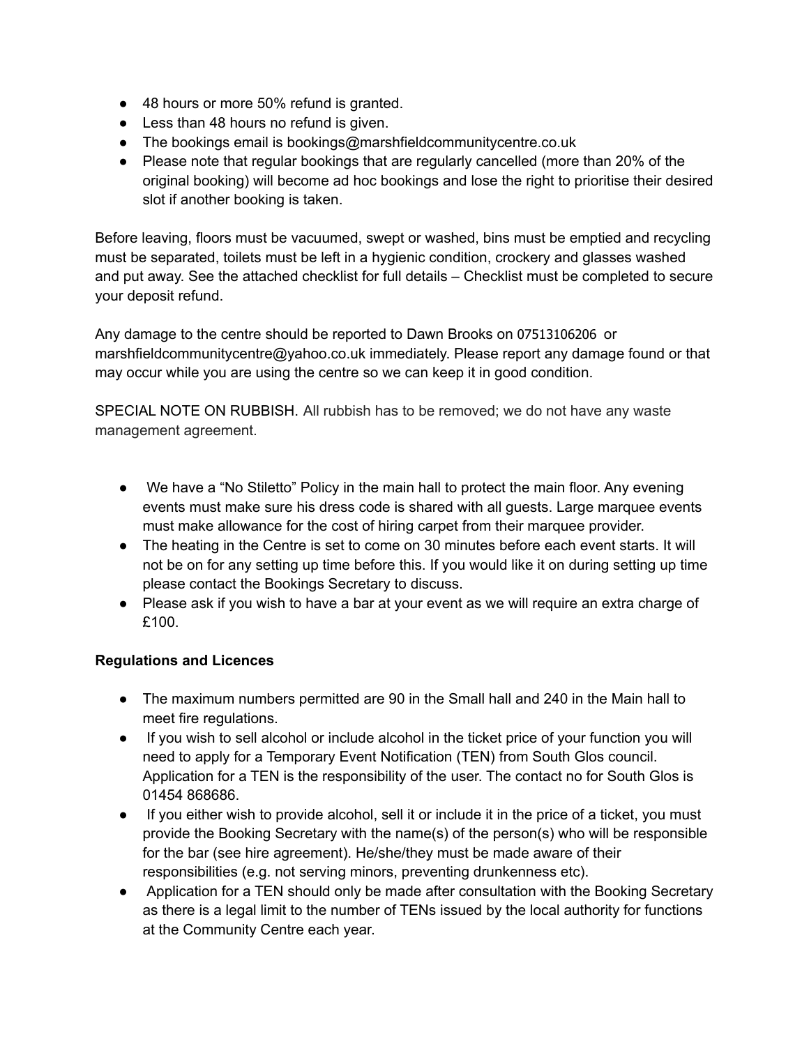- 48 hours or more 50% refund is granted.
- Less than 48 hours no refund is given.
- The bookings email is bookings@marshfieldcommunitycentre.co.uk
- Please note that regular bookings that are regularly cancelled (more than 20% of the original booking) will become ad hoc bookings and lose the right to prioritise their desired slot if another booking is taken.

Before leaving, floors must be vacuumed, swept or washed, bins must be emptied and recycling must be separated, toilets must be left in a hygienic condition, crockery and glasses washed and put away. See the attached checklist for full details – Checklist must be completed to secure your deposit refund.

Any damage to the centre should be reported to Dawn Brooks on 07513106206 or marshfieldcommunitycentre@yahoo.co.uk immediately. Please report any damage found or that may occur while you are using the centre so we can keep it in good condition.

SPECIAL NOTE ON RUBBISH. All rubbish has to be removed; we do not have any waste management agreement.

- We have a "No Stiletto" Policy in the main hall to protect the main floor. Any evening events must make sure his dress code is shared with all guests. Large marquee events must make allowance for the cost of hiring carpet from their marquee provider.
- The heating in the Centre is set to come on 30 minutes before each event starts. It will not be on for any setting up time before this. If you would like it on during setting up time please contact the Bookings Secretary to discuss.
- Please ask if you wish to have a bar at your event as we will require an extra charge of £100.

**Regulations and Licences**

- The maximum numbers permitted are 90 in the Small hall and 240 in the Main hall to meet fire regulations.
- If you wish to sell alcohol or include alcohol in the ticket price of your function you will need to apply for a Temporary Event Notification (TEN) from South Glos council. Application for a TEN is the responsibility of the user. The contact no for South Glos is 01454 868686.
- If you either wish to provide alcohol, sell it or include it in the price of a ticket, you must provide the Booking Secretary with the name(s) of the person(s) who will be responsible for the bar (see hire agreement). He/she/they must be made aware of their responsibilities (e.g. not serving minors, preventing drunkenness etc).
- Application for a TEN should only be made after consultation with the Booking Secretary as there is a legal limit to the number of TENs issued by the local authority for functions at the Community Centre each year.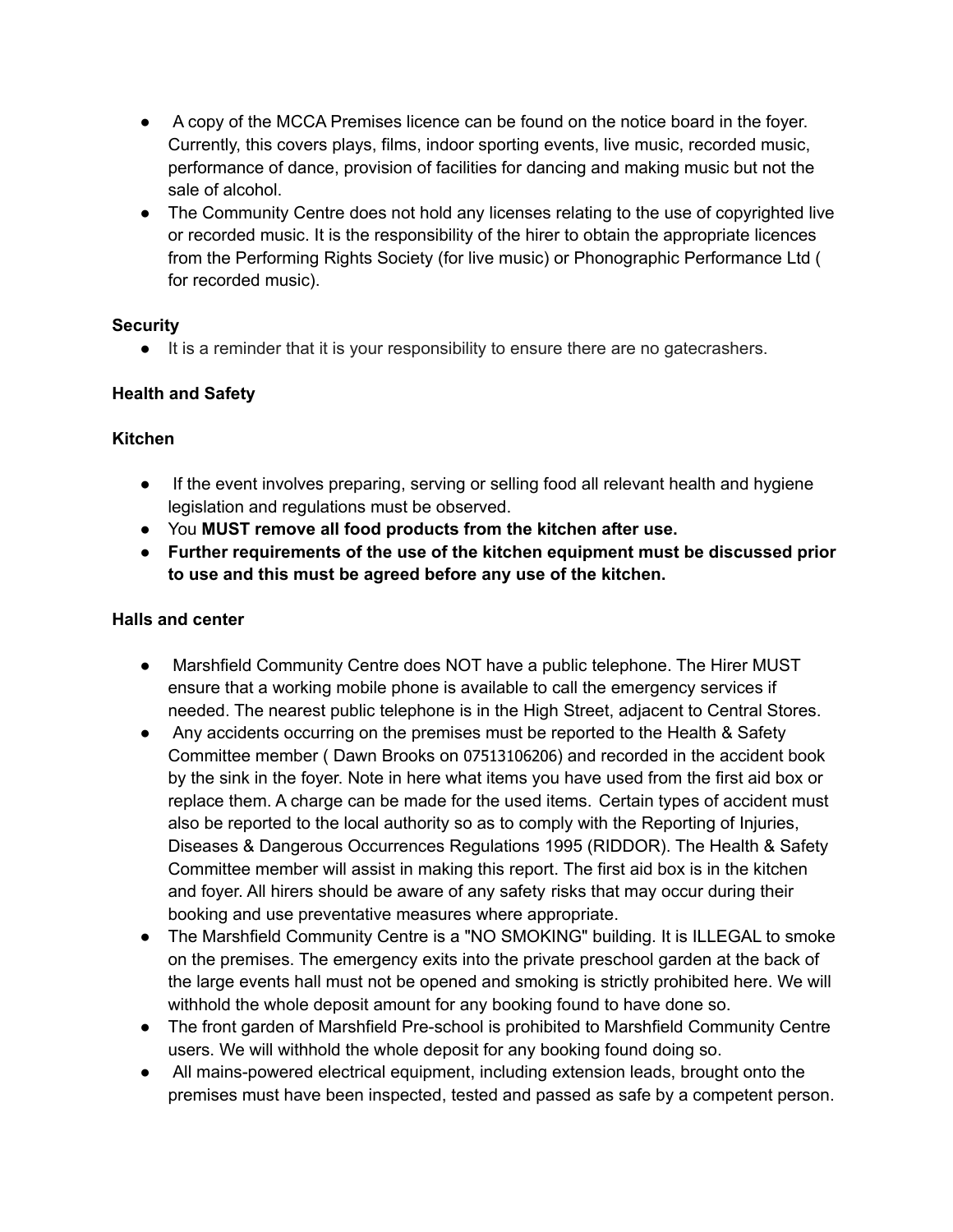- A copy of the MCCA Premises licence can be found on the notice board in the foyer. Currently, this covers plays, films, indoor sporting events, live music, recorded music, performance of dance, provision of facilities for dancing and making music but not the sale of alcohol.
- The Community Centre does not hold any licenses relating to the use of copyrighted live or recorded music. It is the responsibility of the hirer to obtain the appropriate licences from the Performing Rights Society (for live music) or Phonographic Performance Ltd ( for recorded music).

**Security**

- It is a reminder that it is your responsibility to ensure there are no gatecrashers.

**Health and Safety**

**Kitchen**

- If the event involves preparing, serving or selling food all relevant health and hygiene legislation and regulations must be observed.
- You **MUST remove all food products from the kitchen after use.**
- **Further requirements of the use of the kitchen equipment must be discussed prior to use and this must be agreed before any use of the kitchen.**

**Halls and center**

- Marshfield Community Centre does NOT have a public telephone. The Hirer MUST ensure that a working mobile phone is available to call the emergency services if needed. The nearest public telephone is in the High Street, adjacent to Central Stores.
- Any accidents occurring on the premises must be reported to the Health & Safety Committee member ( Dawn Brooks on 07513106206) and recorded in the accident book by the sink in the foyer. Note in here what items you have used from the first aid box or replace them. A charge can be made for the used items. Certain types of accident must also be reported to the local authority so as to comply with the Reporting of Injuries, Diseases & Dangerous Occurrences Regulations 1995 (RIDDOR). The Health & Safety Committee member will assist in making this report. The first aid box is in the kitchen and foyer. All hirers should be aware of any safety risks that may occur during their booking and use preventative measures where appropriate.
- The Marshfield Community Centre is a "NO SMOKING" building. It is ILLEGAL to smoke on the premises. The emergency exits into the private preschool garden at the back of the large events hall must not be opened and smoking is strictly prohibited here. We will withhold the whole deposit amount for any booking found to have done so.
- The front garden of Marshfield Pre-school is prohibited to Marshfield Community Centre users. We will withhold the whole deposit for any booking found doing so.
- All mains-powered electrical equipment, including extension leads, brought onto the premises must have been inspected, tested and passed as safe by a competent person.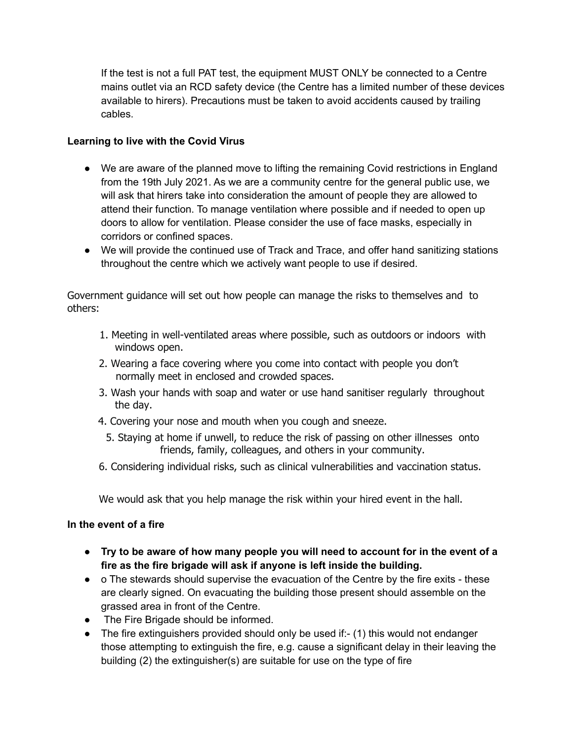If the test is not a full PAT test, the equipment MUST ONLY be connected to a Centre mains outlet via an RCD safety device (the Centre has a limited number of these devices available to hirers). Precautions must be taken to avoid accidents caused by trailing cables.

**Learning to live with the Covid Virus**

- We are aware of the planned move to lifting the remaining Covid restrictions in England from the 19th July 2021. As we are a community centre for the general public use, we will ask that hirers take into consideration the amount of people they are allowed to attend their function. To manage ventilation where possible and if needed to open up doors to allow for ventilation. Please consider the use of face masks, especially in corridors or confined spaces.
- We will provide the continued use of Track and Trace, and offer hand sanitizing stations throughout the centre which we actively want people to use if desired.

Government guidance will set out how people can manage the risks to themselves and to others:

1. Meeting in well-ventilated areas where possible, such as outdoors or indoors with windows open.
2. Wearing a face covering where you come into contact with people you don't normally meet in enclosed and crowded spaces.
3. Wash your hands with soap and water or use hand sanitiser regularly throughout the day.
4. Covering your nose and mouth when you cough and sneeze.
5. Staying at home if unwell, to reduce the risk of passing on other illnesses onto friends, family, colleagues, and others in your community.
6. Considering individual risks, such as clinical vulnerabilities and vaccination status.

We would ask that you help manage the risk within your hired event in the hall.

**In the event of a fire**

- **Try to be aware of how many people you will need to account for in the event of a fire as the fire brigade will ask if anyone is left inside the building.**
- o The stewards should supervise the evacuation of the Centre by the fire exits - these are clearly signed. On evacuating the building those present should assemble on the grassed area in front of the Centre.
- The Fire Brigade should be informed.
- The fire extinguishers provided should only be used if:- (1) this would not endanger those attempting to extinguish the fire, e.g. cause a significant delay in their leaving the building (2) the extinguisher(s) are suitable for use on the type of fire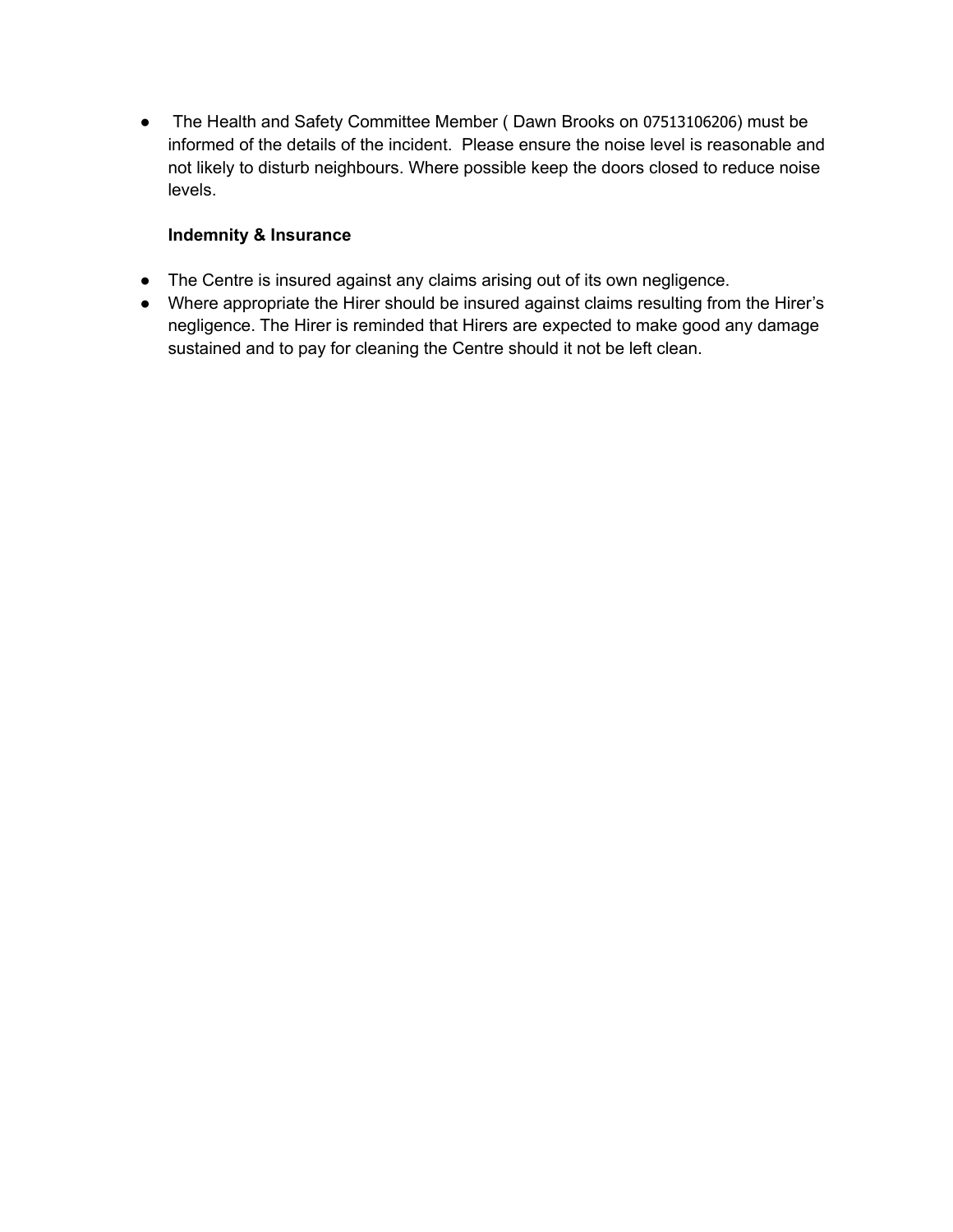- The Health and Safety Committee Member ( Dawn Brooks on 07513106206) must be informed of the details of the incident. Please ensure the noise level is reasonable and not likely to disturb neighbours. Where possible keep the doors closed to reduce noise levels.

**Indemnity & Insurance**

- The Centre is insured against any claims arising out of its own negligence.
- Where appropriate the Hirer should be insured against claims resulting from the Hirer's negligence. The Hirer is reminded that Hirers are expected to make good any damage sustained and to pay for cleaning the Centre should it not be left clean.